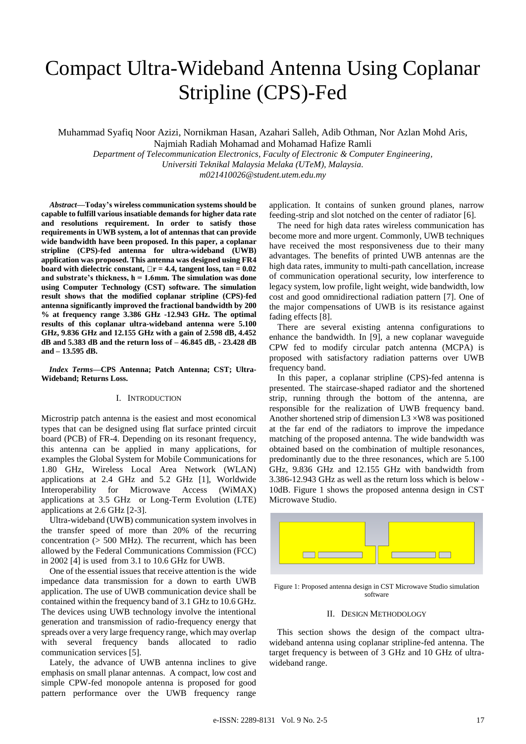# Compact Ultra-Wideband Antenna Using Coplanar Stripline (CPS)-Fed

Muhammad Syafiq Noor Azizi, Nornikman Hasan, Azahari Salleh, Adib Othman, Nor Azlan Mohd Aris, Najmiah Radiah Mohamad and Mohamad Hafize Ramli

*Department of Telecommunication Electronics, Faculty of Electronic & Computer Engineering, Universiti Teknikal Malaysia Melaka (UTeM), Malaysia.*

*m021410026@student.utem.edu.my*

***Abstract*—Today's wireless communication systems should be capable to fulfill various insatiable demands for higher data rate and resolutions requirement. In order to satisfy those requirements in UWB system, a lot of antennas that can provide wide bandwidth have been proposed. In this paper, a coplanar stripline (CPS)-fed antenna for ultra-wideband (UWB) application was proposed. This antenna was designed using FR4 board with dielectric constant, □r = 4.4, tangent loss, tan = 0.02 and substrate's thickness, h = 1.6mm. The simulation was done using Computer Technology (CST) software. The simulation result shows that the modified coplanar stripline (CPS)-fed antenna significantly improved the fractional bandwidth by 200 % at frequency range 3.386 GHz -12.943 GHz. The optimal results of this coplanar ultra-wideband antenna were 5.100 GHz, 9.836 GHz and 12.155 GHz with a gain of 2.598 dB, 4.452 dB and 5.383 dB and the return loss of – 46.845 dB, - 23.428 dB and – 13.595 dB.**

***Index Terms*—CPS Antenna; Patch Antenna; CST; Ultra-Wideband; Returns Loss.**

## I. INTRODUCTION

Microstrip patch antenna is the easiest and most economical types that can be designed using flat surface printed circuit board (PCB) of FR-4. Depending on its resonant frequency, this antenna can be applied in many applications, for examples the Global System for Mobile Communications for 1.80 GHz, Wireless Local Area Network (WLAN) applications at 2.4 GHz and 5.2 GHz [1], Worldwide Interoperability for Microwave Access (WiMAX) applications at 3.5 GHz or Long-Term Evolution (LTE) applications at 2.6 GHz [2-3].

Ultra-wideband (UWB) communication system involves in the transfer speed of more than 20% of the recurring concentration (> 500 MHz). The recurrent, which has been allowed by the Federal Communications Commission (FCC) in 2002 [4] is used from 3.1 to 10.6 GHz for UWB.

One of the essential issues that receive attention is the wide impedance data transmission for a down to earth UWB application. The use of UWB communication device shall be contained within the frequency band of 3.1 GHz to 10.6 GHz. The devices using UWB technology involve the intentional generation and transmission of radio-frequency energy that spreads over a very large frequency range, which may overlap with several frequency bands allocated to radio communication services [5].

Lately, the advance of UWB antenna inclines to give emphasis on small planar antennas. A compact, low cost and simple CPW-fed monopole antenna is proposed for good pattern performance over the UWB frequency range application. It contains of sunken ground planes, narrow feeding-strip and slot notched on the center of radiator [6].

The need for high data rates wireless communication has become more and more urgent. Commonly, UWB techniques have received the most responsiveness due to their many advantages. The benefits of printed UWB antennas are the high data rates, immunity to multi-path cancellation, increase of communication operational security, low interference to legacy system, low profile, light weight, wide bandwidth, low cost and good omnidirectional radiation pattern [7]. One of the major compensations of UWB is its resistance against fading effects [8].

There are several existing antenna configurations to enhance the bandwidth. In [9], a new coplanar waveguide CPW fed to modify circular patch antenna (MCPA) is proposed with satisfactory radiation patterns over UWB frequency band.

In this paper, a coplanar stripline (CPS)-fed antenna is presented. The staircase-shaped radiator and the shortened strip, running through the bottom of the antenna, are responsible for the realization of UWB frequency band. Another shortened strip of dimension L3 ×W8 was positioned at the far end of the radiators to improve the impedance matching of the proposed antenna. The wide bandwidth was obtained based on the combination of multiple resonances, predominantly due to the three resonances, which are 5.100 GHz, 9.836 GHz and 12.155 GHz with bandwidth from 3.386-12.943 GHz as well as the return loss which is below -10dB. Figure 1 shows the proposed antenna design in CST Microwave Studio.

Figure 1: Proposed antenna design in CST Microwave Studio simulation software

## II. DESIGN METHODOLOGY

This section shows the design of the compact ultra-wideband antenna using coplanar stripline-fed antenna. The target frequency is between of 3 GHz and 10 GHz of ultra-wideband range.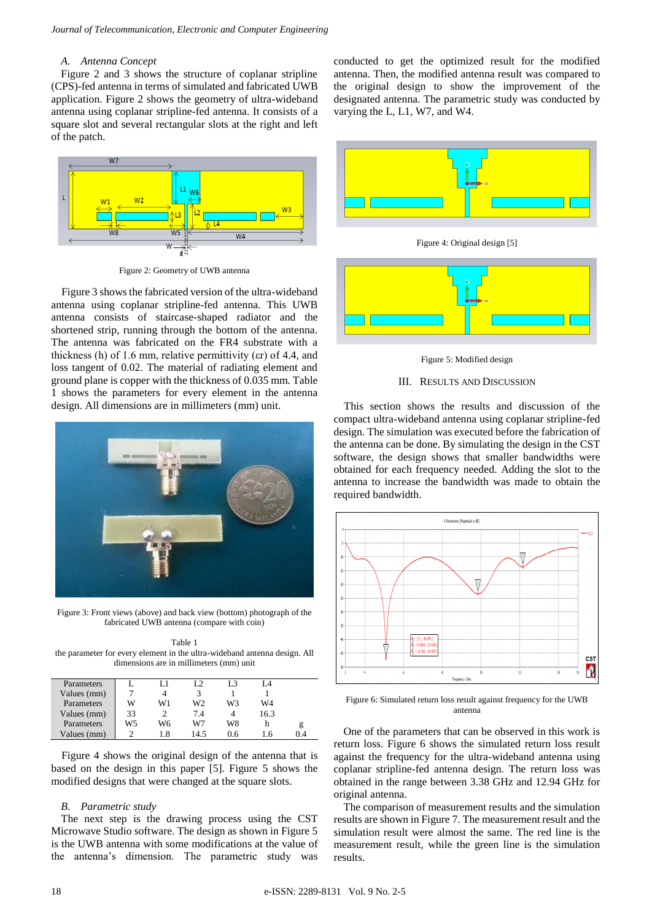### A. *Antenna Concept*

Figure 2 and 3 shows the structure of coplanar stripline (CPS)-fed antenna in terms of simulated and fabricated UWB application. Figure 2 shows the geometry of ultra-wideband antenna using coplanar stripline-fed antenna. It consists of a square slot and several rectangular slots at the right and left of the patch.

Figure 2: Geometry of UWB antenna

Figure 3 shows the fabricated version of the ultra-wideband antenna using coplanar stripline-fed antenna. This UWB antenna consists of staircase-shaped radiator and the shortened strip, running through the bottom of the antenna. The antenna was fabricated on the FR4 substrate with a thickness (h) of 1.6 mm, relative permittivity (εr) of 4.4, and loss tangent of 0.02. The material of radiating element and ground plane is copper with the thickness of 0.035 mm. Table 1 shows the parameters for every element in the antenna design. All dimensions are in millimeters (mm) unit.

Figure 3: Front views (above) and back view (bottom) photograph of the fabricated UWB antenna (compare with coin)

Table 1
the parameter for every element in the ultra-wideband antenna design. All dimensions are in millimeters (mm) unit

| Parameters | L | L1 | L2 | L3 | L4 | |
|---|---|---|---|---|---|---|
| Values (mm) | 7 | 4 | 3 | 1 | 1 | |
| Parameters | W | W1 | W2 | W3 | W4 | |
| Values (mm) | 33 | 2 | 7.4 | 4 | 16.3 | |
| Parameters | W5 | W6 | W7 | W8 | h | g |
| Values (mm) | 2 | 1.8 | 14.5 | 0.6 | 1.6 | 0.4 |

Figure 4 shows the original design of the antenna that is based on the design in this paper [5]. Figure 5 shows the modified designs that were changed at the square slots.

### B. *Parametric study*

The next step is the drawing process using the CST Microwave Studio software. The design as shown in Figure 5 is the UWB antenna with some modifications at the value of the antenna's dimension. The parametric study was conducted to get the optimized result for the modified antenna. Then, the modified antenna result was compared to the original design to show the improvement of the designated antenna. The parametric study was conducted by varying the L, L1, W7, and W4.

Figure 4: Original design [5]

Figure 5: Modified design

## III. Results and Discussion

This section shows the results and discussion of the compact ultra-wideband antenna using coplanar stripline-fed design. The simulation was executed before the fabrication of the antenna can be done. By simulating the design in the CST software, the design shows that smaller bandwidths were obtained for each frequency needed. Adding the slot to the antenna to increase the bandwidth was made to obtain the required bandwidth.

Figure 6: Simulated return loss result against frequency for the UWB antenna

One of the parameters that can be observed in this work is return loss. Figure 6 shows the simulated return loss result against the frequency for the ultra-wideband antenna using coplanar stripline-fed antenna design. The return loss was obtained in the range between 3.38 GHz and 12.94 GHz for original antenna.

The comparison of measurement results and the simulation results are shown in Figure 7. The measurement result and the simulation result were almost the same. The red line is the measurement result, while the green line is the simulation results.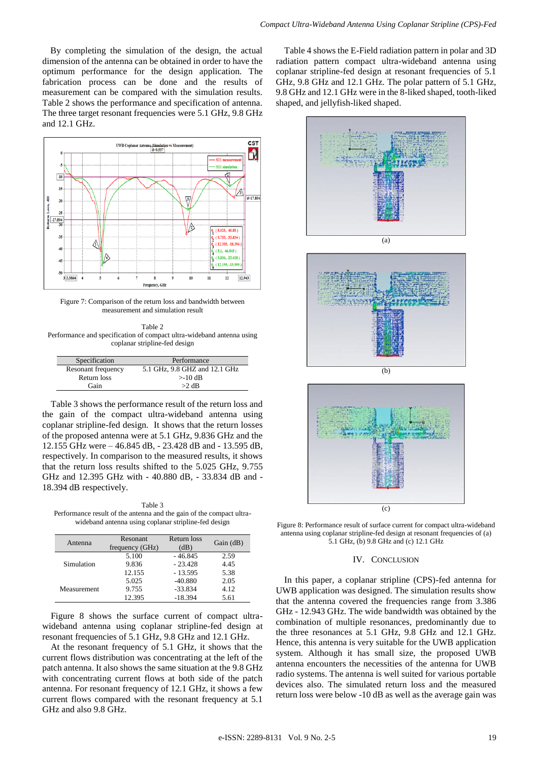By completing the simulation of the design, the actual dimension of the antenna can be obtained in order to have the optimum performance for the design application. The fabrication process can be done and the results of measurement can be compared with the simulation results. Table 2 shows the performance and specification of antenna. The three target resonant frequencies were 5.1 GHz, 9.8 GHz and 12.1 GHz.

Figure 7: Comparison of the return loss and bandwidth between measurement and simulation result

Table 2
Performance and specification of compact ultra-wideband antenna using coplanar stripline-fed design

| Specification | Performance |
|---|---|
| Resonant frequency | 5.1 GHz, 9.8 GHZ and 12.1 GHz |
| Return loss | >-10 dB |
| Gain | >2 dB |

Table 3 shows the performance result of the return loss and the gain of the compact ultra-wideband antenna using coplanar stripline-fed design. It shows that the return losses of the proposed antenna were at 5.1 GHz, 9.836 GHz and the 12.155 GHz were – 46.845 dB, - 23.428 dB and - 13.595 dB, respectively. In comparison to the measured results, it shows that the return loss results shifted to the 5.025 GHz, 9.755 GHz and 12.395 GHz with - 40.880 dB, - 33.834 dB and - 18.394 dB respectively.

Table 3
Performance result of the antenna and the gain of the compact ultra-wideband antenna using coplanar stripline-fed design

| Antenna | Resonant frequency (GHz) | Return loss (dB) | Gain (dB) |
|---|---|---|---|
| Simulation | 5.100 | - 46.845 | 2.59 |
| | 9.836 | - 23.428 | 4.45 |
| | 12.155 | - 13.595 | 5.38 |
| Measurement | 5.025 | -40.880 | 2.05 |
| | 9.755 | -33.834 | 4.12 |
| | 12.395 | -18.394 | 5.61 |

Figure 8 shows the surface current of compact ultra-wideband antenna using coplanar stripline-fed design at resonant frequencies of 5.1 GHz, 9.8 GHz and 12.1 GHz.

At the resonant frequency of 5.1 GHz, it shows that the current flows distribution was concentrating at the left of the patch antenna. It also shows the same situation at the 9.8 GHz with concentrating current flows at both side of the patch antenna. For resonant frequency of 12.1 GHz, it shows a few current flows compared with the resonant frequency at 5.1 GHz and also 9.8 GHz.

Table 4 shows the E-Field radiation pattern in polar and 3D radiation pattern compact ultra-wideband antenna using coplanar stripline-fed design at resonant frequencies of 5.1 GHz, 9.8 GHz and 12.1 GHz. The polar pattern of 5.1 GHz, 9.8 GHz and 12.1 GHz were in the 8-liked shaped, tooth-liked shaped, and jellyfish-liked shaped.

(a)

(b)

(c)

Figure 8: Performance result of surface current for compact ultra-wideband antenna using coplanar stripline-fed design at resonant frequencies of (a) 5.1 GHz, (b) 9.8 GHz and (c) 12.1 GHz

## IV. CONCLUSION

In this paper, a coplanar stripline (CPS)-fed antenna for UWB application was designed. The simulation results show that the antenna covered the frequencies range from 3.386 GHz - 12.943 GHz. The wide bandwidth was obtained by the combination of multiple resonances, predominantly due to the three resonances at 5.1 GHz, 9.8 GHz and 12.1 GHz. Hence, this antenna is very suitable for the UWB application system. Although it has small size, the proposed UWB antenna encounters the necessities of the antenna for UWB radio systems. The antenna is well suited for various portable devices also. The simulated return loss and the measured return loss were below -10 dB as well as the average gain was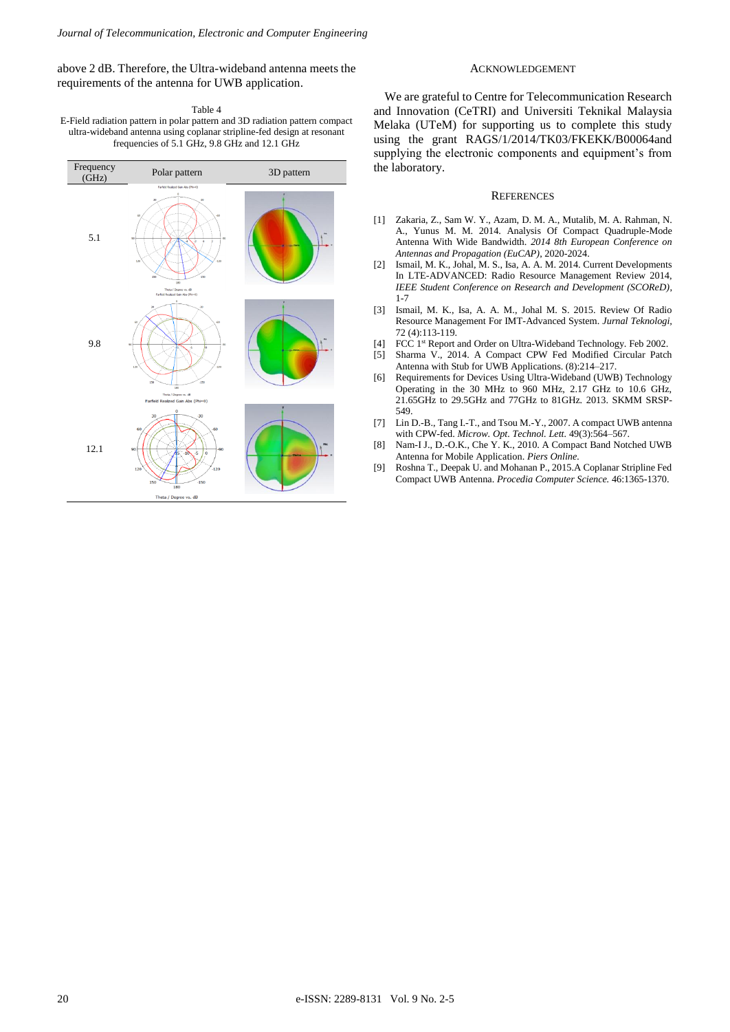above 2 dB. Therefore, the Ultra-wideband antenna meets the requirements of the antenna for UWB application.

Table 4
E-Field radiation pattern in polar pattern and 3D radiation pattern compact ultra-wideband antenna using coplanar stripline-fed design at resonant frequencies of 5.1 GHz, 9.8 GHz and 12.1 GHz

| Frequency (GHz) | Polar pattern | 3D pattern |
|---|---|---|
| 5.1 | | |
| 9.8 | | |
| 12.1 | | |

## ACKNOWLEDGEMENT

We are grateful to Centre for Telecommunication Research and Innovation (CeTRI) and Universiti Teknikal Malaysia Melaka (UTeM) for supporting us to complete this study using the grant RAGS/1/2014/TK03/FKEKK/B00064and supplying the electronic components and equipment's from the laboratory.

## REFERENCES

[1] Zakaria, Z., Sam W. Y., Azam, D. M. A., Mutalib, M. A. Rahman, N. A., Yunus M. M. 2014. Analysis Of Compact Quadruple-Mode Antenna With Wide Bandwidth. *2014 8th European Conference on Antennas and Propagation (EuCAP)*, 2020-2024.

[2] Ismail, M. K., Johal, M. S., Isa, A. A. M. 2014. Current Developments In LTE-ADVANCED: Radio Resource Management Review 2014, *IEEE Student Conference on Research and Development (SCOReD)*, 1-7

[3] Ismail, M. K., Isa, A. A. M., Johal M. S. 2015. Review Of Radio Resource Management For IMT-Advanced System. *Jurnal Teknologi*, 72 (4):113-119.

[4] FCC 1st Report and Order on Ultra-Wideband Technology. Feb 2002.

[5] Sharma V., 2014. A Compact CPW Fed Modified Circular Patch Antenna with Stub for UWB Applications. (8):214–217.

[6] Requirements for Devices Using Ultra-Wideband (UWB) Technology Operating in the 30 MHz to 960 MHz, 2.17 GHz to 10.6 GHz, 21.65GHz to 29.5GHz and 77GHz to 81GHz. 2013. SKMM SRSP-549.

[7] Lin D.-B., Tang I.-T., and Tsou M.-Y., 2007. A compact UWB antenna with CPW-fed. *Microw. Opt. Technol. Lett.* 49(3):564–567.

[8] Nam-I J., D.-O.K., Che Y. K., 2010. A Compact Band Notched UWB Antenna for Mobile Application. *Piers Online*.

[9] Roshna T., Deepak U. and Mohanan P., 2015.A Coplanar Stripline Fed Compact UWB Antenna. *Procedia Computer Science.* 46:1365-1370.